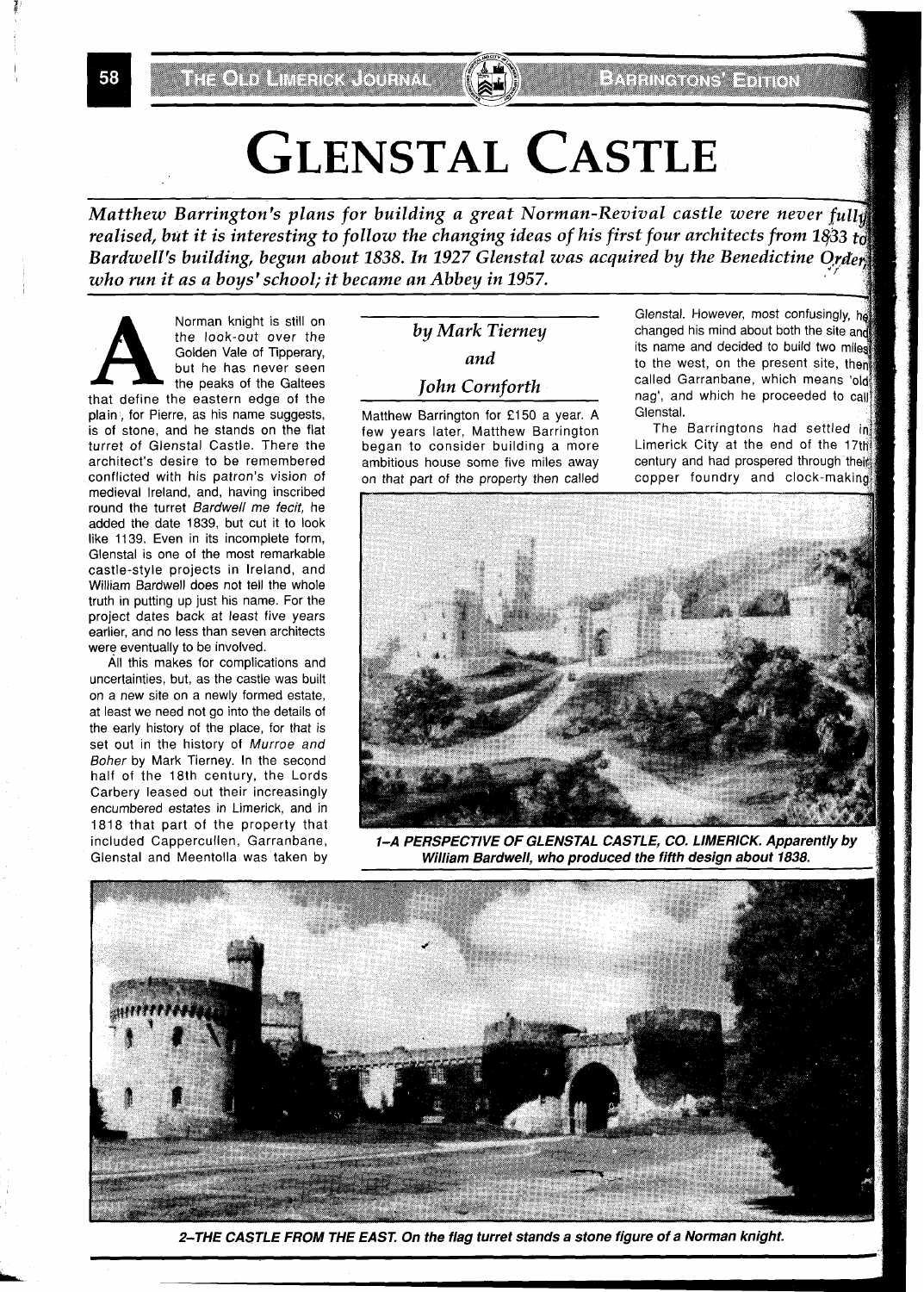# GLENSTAL CASTLE

***Matthew Barrington's plans for building a great Norman-Revival castle were never fully realised, but it is interesting to follow the changing ideas of his first four architects from 1833 to Bardwell's building, begun about 1838. In 1927 Glenstal was acquired by the Benedictine Order who run it as a boys' school; it became an Abbey in 1957.***

*by Mark Tierney*

*and*

*John Cornforth*

A Norman knight is still on the look-out over the Golden Vale of Tipperary, but he has never seen the peaks of the Galtees that define the eastern edge of the plain, for Pierre, as his name suggests, is of stone, and he stands on the flat turret of Glenstal Castle. There the architect's desire to be remembered conflicted with his patron's vision of medieval Ireland, and, having inscribed round the turret *Bardwell me fecit*, he added the date 1839, but cut it to look like 1139. Even in its incomplete form, Glenstal is one of the most remarkable castle-style projects in Ireland, and William Bardwell does not tell the whole truth in putting up just his name. For the project dates back at least five years earlier, and no less than seven architects were eventually to be involved.

All this makes for complications and uncertainties, but, as the castle was built on a new site on a newly formed estate, at least we need not go into the details of the early history of the place, for that is set out in the history of *Murroe and Boher* by Mark Tierney. In the second half of the 18th century, the Lords Carbery leased out their increasingly encumbered estates in Limerick, and in 1818 that part of the property that included Cappercullen, Garranbane, Glenstal and Meentolla was taken by Matthew Barrington for £150 a year. A few years later, Matthew Barrington began to consider building a more ambitious house some five miles away on that part of the property then called Glenstal. However, most confusingly, he changed his mind about both the site and its name and decided to build two miles to the west, on the present site, then called Garranbane, which means 'old nag', and which he proceeded to call Glenstal.

The Barringtons had settled in Limerick City at the end of the 17th century and had prospered through their copper foundry and clock-making

**1–A PERSPECTIVE OF GLENSTAL CASTLE, CO. LIMERICK. Apparently by William Bardwell, who produced the fifth design about 1838.**

**2–THE CASTLE FROM THE EAST. On the flag turret stands a stone figure of a Norman knight.**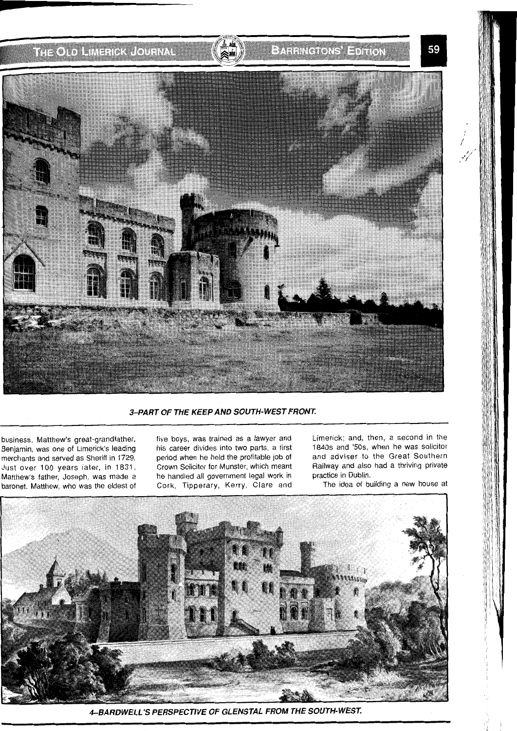3–PART OF THE KEEP AND SOUTH-WEST FRONT.

business. Matthew's great-grandfather, Benjamin, was one of Limerick's leading merchants and served as Sheriff in 1729. Just over 100 years later, in 1831, Matthew's father, Joseph, was made a baronet. Matthew, who was the eldest of five boys, was trained as a lawyer and his career divides into two parts, a first period when he held the profitable job of Crown Solicitor for Munster, which meant he handled all government legal work in Cork, Tipperary, Kerry, Clare and Limerick; and, then, a second in the 1840s and '50s, when he was solicitor and adviser to the Great Southern Railway and also had a thriving private practice in Dublin.

The idea of building a new house at

4–BARDWELL'S PERSPECTIVE OF GLENSTAL FROM THE SOUTH-WEST.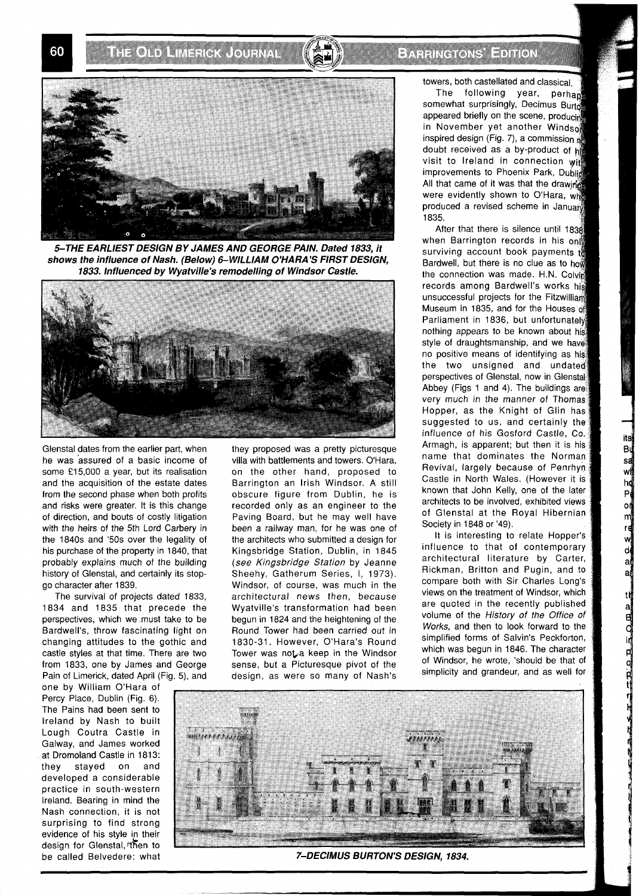**5–THE EARLIEST DESIGN BY JAMES AND GEORGE PAIN. Dated 1833, it shows the influence of Nash. (Below) 6–WILLIAM O'HARA'S FIRST DESIGN, 1833. Influenced by Wyatville's remodelling of Windsor Castle.**

Glenstal dates from the earlier part, when he was assured of a basic income of some £15,000 a year, but its realisation and the acquisition of the estate dates from the second phase when both profits and risks were greater. It is this change of direction, and bouts of costly litigation with the heirs of the 5th Lord Carbery in the 1840s and '50s over the legality of his purchase of the property in 1840, that probably explains much of the building history of Glenstal, and certainly its stop-go character after 1839.

The survival of projects dated 1833, 1834 and 1835 that precede the perspectives, which we must take to be Bardwell's, throw fascinating light on changing attitudes to the gothic and castle styles at that time. There are two from 1833, one by James and George Pain of Limerick, dated April (Fig. 5), and one by William O'Hara of Percy Place, Dublin (Fig. 6). The Pains had been sent to Ireland by Nash to built Lough Coutra Castle in Galway, and James worked at Dromoland Castle in 1813: they stayed on and developed a considerable practice in south-western Ireland. Bearing in mind the Nash connection, it is not surprising to find strong evidence of his style in their design for Glenstal, then to be called Belvedere: what they proposed was a pretty picturesque villa with battlements and towers. O'Hara, on the other hand, proposed to Barrington an Irish Windsor. A still obscure figure from Dublin, he is recorded only as an engineer to the Paving Board, but he may well have been a railway man, for he was one of the architects who submitted a design for Kingsbridge Station, Dublin, in 1845 (*see Kingsbridge Station* by Jeanne Sheehy, Gatherum Series, I, 1973). Windsor, of course, was much in the architectural news then, because Wyatville's transformation had been begun in 1824 and the heightening of the Round Tower had been carried out in 1830-31. However, O'Hara's Round Tower was not a keep in the Windsor sense, but a Picturesque pivot of the design, as were so many of Nash's towers, both castellated and classical.

The following year, perhaps somewhat surprisingly, Decimus Burton appeared briefly on the scene, producing in November yet another Windsor-inspired design (Fig. 7), a commission no doubt received as a by-product of his visit to Ireland in connection with improvements to Phoenix Park, Dublin. All that came of it was that the drawings were evidently shown to O'Hara, who produced a revised scheme in January 1835.

After that there is silence until 1838, when Barrington records in his only surviving account book payments to Bardwell, but there is no clue as to how the connection was made. H.N. Colvin records among Bardwell's works his unsuccessful projects for the Fitzwilliam Museum in 1835, and for the Houses of Parliament in 1836, but unfortunately nothing appears to be known about his style of draughtsmanship, and we have no positive means of identifying as his the two unsigned and undated perspectives of Glenstal, now in Glenstal Abbey (Figs 1 and 4). The buildings are very much in the manner of Thomas Hopper, as the Knight of Glin has suggested to us, and certainly the influence of his Gosford Castle, Co. Armagh, is apparent; but then it is his name that dominates the Norman Revival, largely because of Penrhyn Castle in North Wales. (However it is known that John Kelly, one of the later architects to be involved, exhibited views of Glenstal at the Royal Hibernian Society in 1848 or '49).

It is interesting to relate Hopper's influence to that of contemporary architectural literature by Carter, Rickman, Britton and Pugin, and to compare both with Sir Charles Long's views on the treatment of Windsor, which are quoted in the recently published volume of the *History of the Office of Works*, and then to look forward to the simplified forms of Salvin's Peckforton, which was begun in 1846. The character of Windsor, he wrote, 'should be that of simplicity and grandeur, and as well for

**7–DECIMUS BURTON'S DESIGN, 1834.**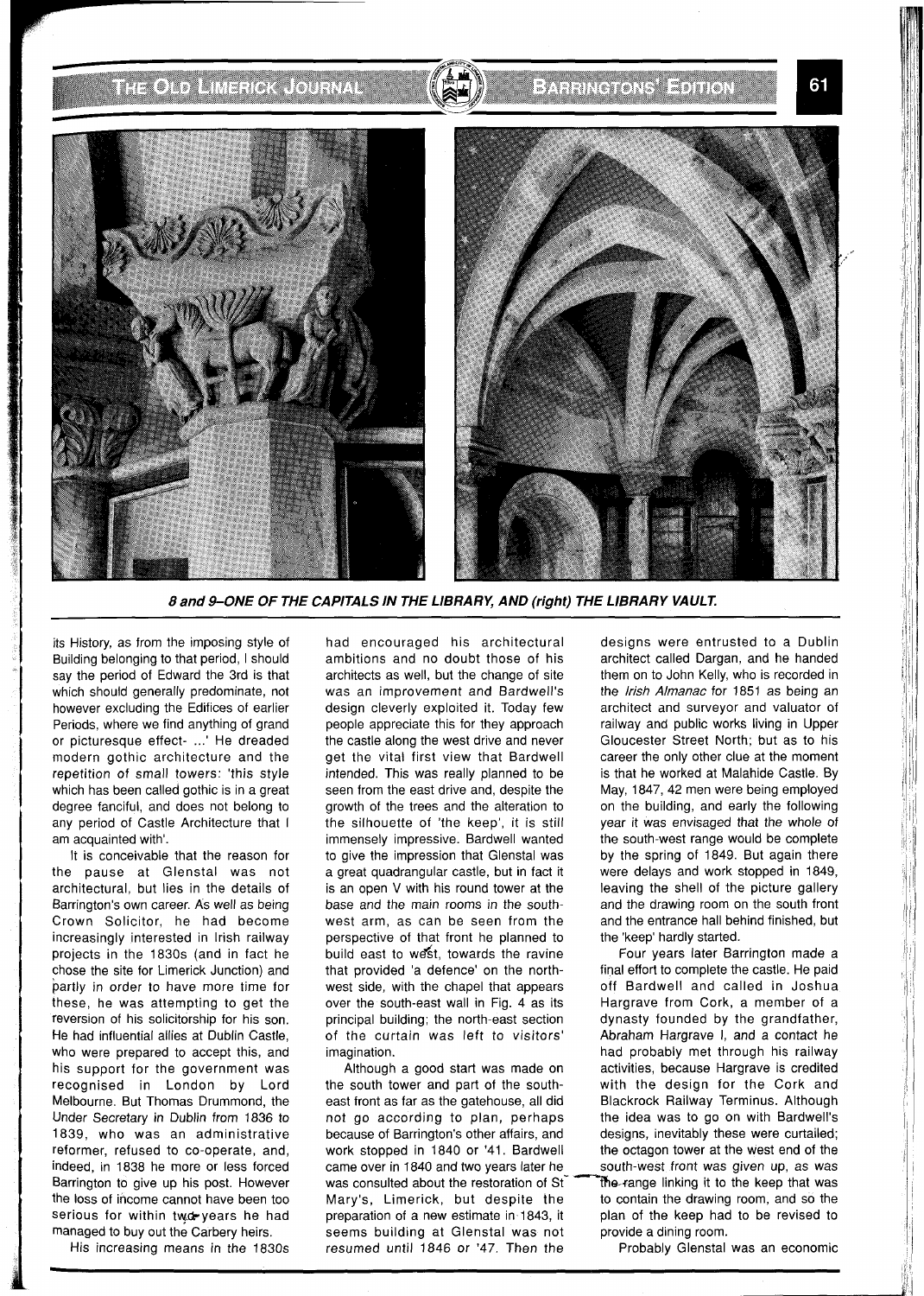**8 and 9—ONE OF THE CAPITALS IN THE LIBRARY, AND (right) THE LIBRARY VAULT.**

its History, as from the imposing style of Building belonging to that period, I should say the period of Edward the 3rd is that which should generally predominate, not however excluding the Edifices of earlier Periods, where we find anything of grand or picturesque effect- ...' He dreaded modern gothic architecture and the repetition of small towers: 'this style which has been called gothic is in a great degree fanciful, and does not belong to any period of Castle Architecture that I am acquainted with'.

It is conceivable that the reason for the pause at Glenstal was not architectural, but lies in the details of Barrington's own career. As well as being Crown Solicitor, he had become increasingly interested in Irish railway projects in the 1830s (and in fact he chose the site for Limerick Junction) and partly in order to have more time for these, he was attempting to get the reversion of his solicitorship for his son. He had influential allies at Dublin Castle, who were prepared to accept this, and his support for the government was recognised in London by Lord Melbourne. But Thomas Drummond, the Under Secretary in Dublin from 1836 to 1839, who was an administrative reformer, refused to co-operate, and, indeed, in 1838 he more or less forced Barrington to give up his post. However the loss of income cannot have been too serious for within two years he had managed to buy out the Carbery heirs.

His increasing means in the 1830s had encouraged his architectural ambitions and no doubt those of his architects as well, but the change of site was an improvement and Bardwell's design cleverly exploited it. Today few people appreciate this for they approach the castle along the west drive and never get the vital first view that Bardwell intended. This was really planned to be seen from the east drive and, despite the growth of the trees and the alteration to the silhouette of 'the keep', it is still immensely impressive. Bardwell wanted to give the impression that Glenstal was a great quadrangular castle, but in fact it is an open V with his round tower at the base and the main rooms in the south-west arm, as can be seen from the perspective of that front he planned to build east to west, towards the ravine that provided 'a defence' on the north-west side, with the chapel that appears over the south-east wall in Fig. 4 as its principal building; the north-east section of the curtain was left to visitors' imagination.

Although a good start was made on the south tower and part of the south-east front as far as the gatehouse, all did not go according to plan, perhaps because of Barrington's other affairs, and work stopped in 1840 or '41. Bardwell came over in 1840 and two years later he was consulted about the restoration of St Mary's, Limerick, but despite the preparation of a new estimate in 1843, it seems building at Glenstal was not resumed until 1846 or '47. Then the designs were entrusted to a Dublin architect called Dargan, and he handed them on to John Kelly, who is recorded in the *Irish Almanac* for 1851 as being an architect and surveyor and valuator of railway and public works living in Upper Gloucester Street North; but as to his career the only other clue at the moment is that he worked at Malahide Castle. By May, 1847, 42 men were being employed on the building, and early the following year it was envisaged that the whole of the south-west range would be complete by the spring of 1849. But again there were delays and work stopped in 1849, leaving the shell of the picture gallery and the drawing room on the south front and the entrance hall behind finished, but the 'keep' hardly started.

Four years later Barrington made a final effort to complete the castle. He paid off Bardwell and called in Joshua Hargrave from Cork, a member of a dynasty founded by the grandfather, Abraham Hargrave I, and a contact he had probably met through his railway activities, because Hargrave is credited with the design for the Cork and Blackrock Railway Terminus. Although the idea was to go on with Bardwell's designs, inevitably these were curtailed; the octagon tower at the west end of the south-west front was given up, as was the range linking it to the keep that was to contain the drawing room, and so the plan of the keep had to be revised to provide a dining room.

Probably Glenstal was an economic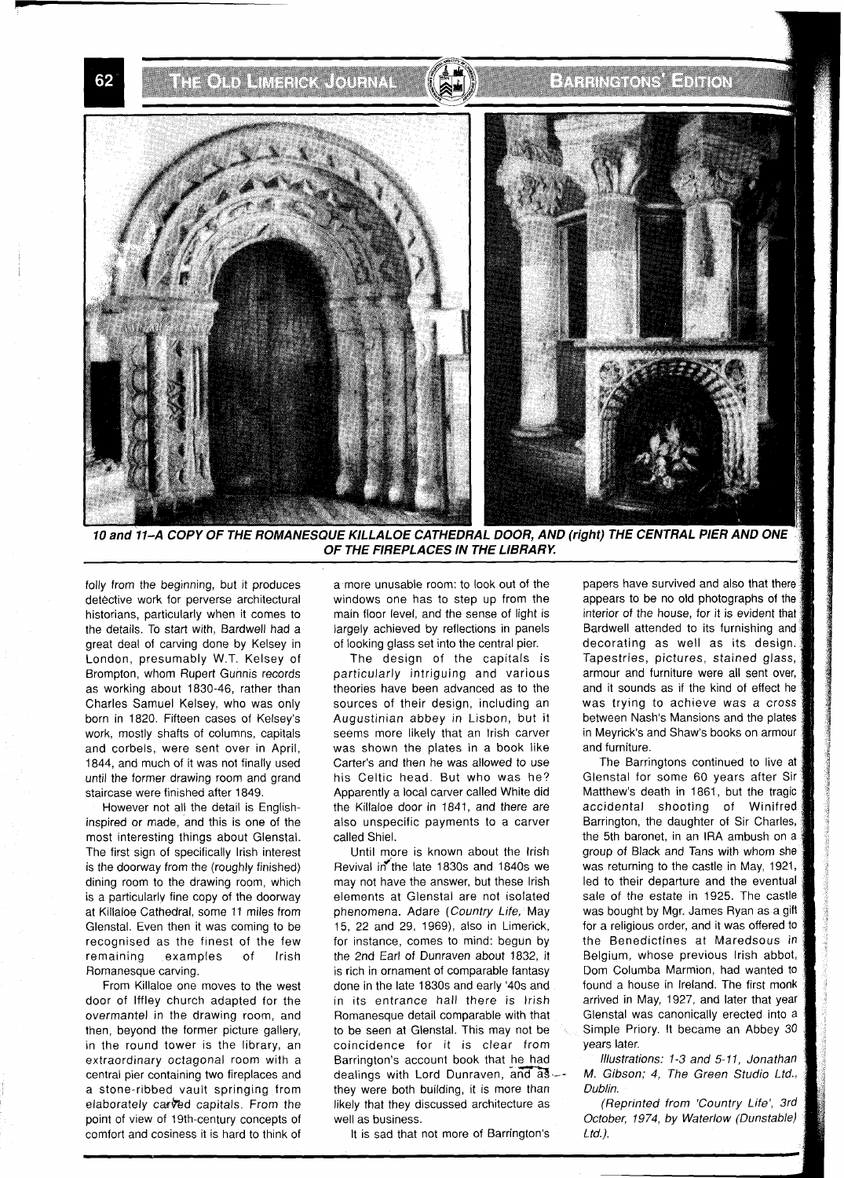**10 and 11–A COPY OF THE ROMANESQUE KILLALOE CATHEDRAL DOOR, AND (right) THE CENTRAL PIER AND ONE OF THE FIREPLACES IN THE LIBRARY.**

folly from the beginning, but it produces detective work for perverse architectural historians, particularly when it comes to the details. To start with, Bardwell had a great deal of carving done by Kelsey in London, presumably W.T. Kelsey of Brompton, whom Rupert Gunnis records as working about 1830-46, rather than Charles Samuel Kelsey, who was only born in 1820. Fifteen cases of Kelsey's work, mostly shafts of columns, capitals and corbels, were sent over in April, 1844, and much of it was not finally used until the former drawing room and grand staircase were finished after 1849.

However not all the detail is English-inspired or made, and this is one of the most interesting things about Glenstal. The first sign of specifically Irish interest is the doorway from the (roughly finished) dining room to the drawing room, which is a particularly fine copy of the doorway at Killaloe Cathedral, some 11 miles from Glenstal. Even then it was coming to be recognised as the finest of the few remaining examples of Irish Romanesque carving.

From Killaloe one moves to the west door of Iffley church adapted for the overmantel in the drawing room, and then, beyond the former picture gallery, in the round tower is the library, an extraordinary octagonal room with a central pier containing two fireplaces and a stone-ribbed vault springing from elaborately carved capitals. From the point of view of 19th-century concepts of comfort and cosiness it is hard to think of a more unusable room: to look out of the windows one has to step up from the main floor level, and the sense of light is largely achieved by reflections in panels of looking glass set into the central pier.

The design of the capitals is particularly intriguing and various theories have been advanced as to the sources of their design, including an Augustinian abbey in Lisbon, but it seems more likely that an Irish carver was shown the plates in a book like Carter's and then he was allowed to use his Celtic head. But who was he? Apparently a local carver called White did the Killaloe door in 1841, and there are also unspecific payments to a carver called Shiel.

Until more is known about the Irish Revival in the late 1830s and 1840s we may not have the answer, but these Irish elements at Glenstal are not isolated phenomena. Adare (*Country Life*, May 15, 22 and 29, 1969), also in Limerick, for instance, comes to mind: begun by the 2nd Earl of Dunraven about 1832, it is rich in ornament of comparable fantasy done in the late 1830s and early '40s and in its entrance hall there is Irish Romanesque detail comparable with that to be seen at Glenstal. This may not be coincidence for it is clear from Barrington's account book that he had dealings with Lord Dunraven, and as they were both building, it is more than likely that they discussed architecture as well as business.

It is sad that not more of Barrington's papers have survived and also that there appears to be no old photographs of the interior of the house, for it is evident that Bardwell attended to its furnishing and decorating as well as its design. Tapestries, pictures, stained glass, armour and furniture were all sent over, and it sounds as if the kind of effect he was trying to achieve was a cross between Nash's Mansions and the plates in Meyrick's and Shaw's books on armour and furniture.

The Barringtons continued to live at Glenstal for some 60 years after Sir Matthew's death in 1861, but the tragic accidental shooting of Winifred Barrington, the daughter of Sir Charles, the 5th baronet, in an IRA ambush on a group of Black and Tans with whom she was returning to the castle in May, 1921, led to their departure and the eventual sale of the estate in 1925. The castle was bought by Mgr. James Ryan as a gift for a religious order, and it was offered to the Benedictines at Maredsous in Belgium, whose previous Irish abbot, Dom Columba Marmion, had wanted to found a house in Ireland. The first monk arrived in May, 1927, and later that year Glenstal was canonically erected into a Simple Priory. It became an Abbey 30 years later.

*Illustrations: 1-3 and 5-11, Jonathan M. Gibson; 4, The Green Studio Ltd., Dublin.*

*(Reprinted from 'Country Life', 3rd October, 1974, by Waterlow (Dunstable) Ltd.).*